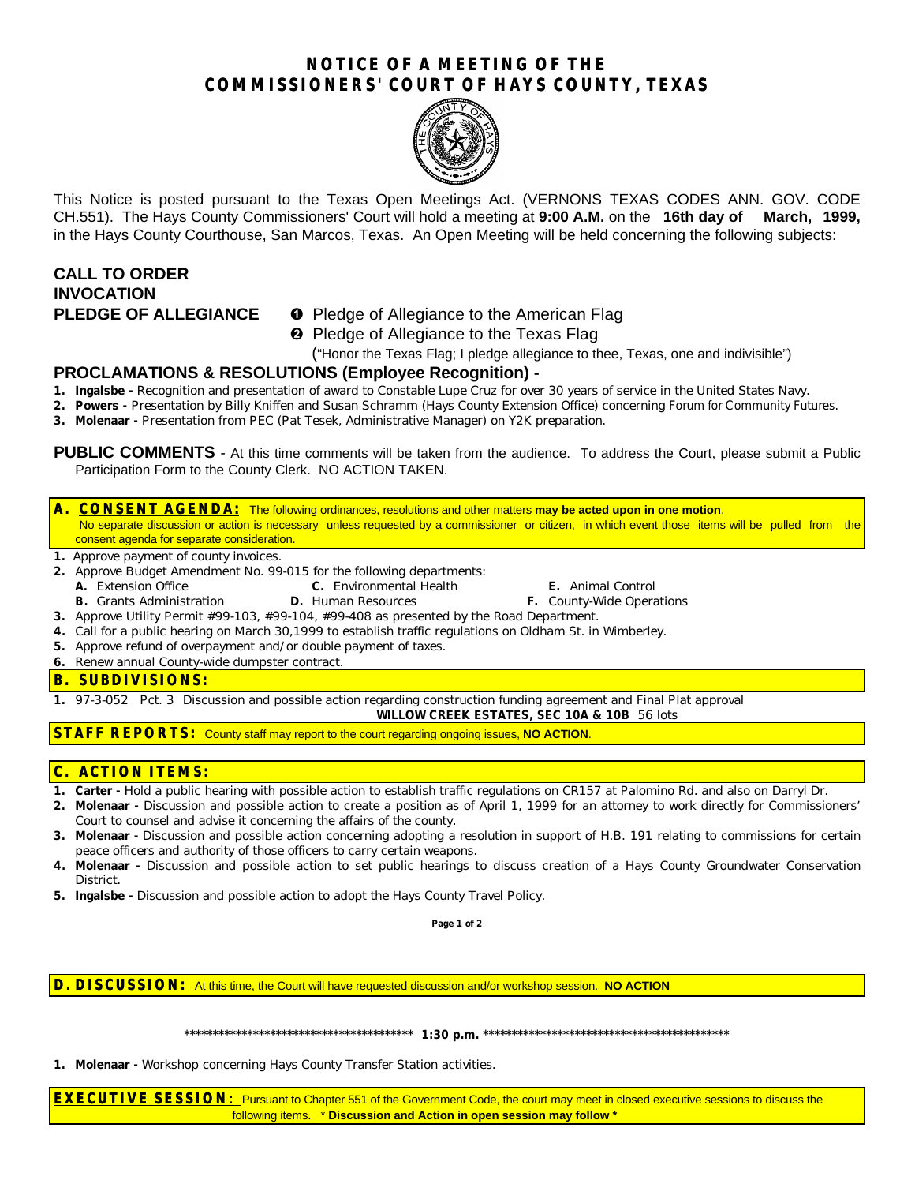# NOTICE OF A MEETING OF THE COMMISSIONERS' COURT OF HAYS COUNTY, TEXAS

This Notice is posted pursuant to the Texas Open Meetings Act. (VERNONS TEXAS CODES ANN. GOV. CODE CH.551). The Hays County Commissioners' Court will hold a meeting at **9:00 A.M.** on the **16th day of March, 1999,** in the Hays County Courthouse, San Marcos, Texas. An Open Meeting will be held concerning the following subjects:

**CALL TO ORDER**

**INVOCATION**

**PLEDGE OF ALLEGIANCE**

❶ Pledge of Allegiance to the American Flag

❷ Pledge of Allegiance to the Texas Flag

("Honor the Texas Flag; I pledge allegiance to thee, Texas, one and indivisible")

## PROCLAMATIONS & RESOLUTIONS (Employee Recognition) -

1. **Ingalsbe -** Recognition and presentation of award to Constable Lupe Cruz for over 30 years of service in the United States Navy.
2. **Powers -** Presentation by Billy Kniffen and Susan Schramm (Hays County Extension Office) concerning Forum for Community Futures.
3. **Molenaar -** Presentation from PEC (Pat Tesek, Administrative Manager) on Y2K preparation.

**PUBLIC COMMENTS** - At this time comments will be taken from the audience. To address the Court, please submit a Public Participation Form to the County Clerk. NO ACTION TAKEN.

## A. CONSENT AGENDA:

The following ordinances, resolutions and other matters **may be acted upon in one motion**. No separate discussion or action is necessary unless requested by a commissioner or citizen, in which event those items will be pulled from the consent agenda for separate consideration.

1. Approve payment of county invoices.
2. Approve Budget Amendment No. 99-015 for the following departments:
   - **A.** Extension Office
   - **B.** Grants Administration
   - **C.** Environmental Health
   - **D.** Human Resources
   - **E.** Animal Control
   - **F.** County-Wide Operations
3. Approve Utility Permit #99-103, #99-104, #99-408 as presented by the Road Department.
4. Call for a public hearing on March 30,1999 to establish traffic regulations on Oldham St. in Wimberley.
5. Approve refund of overpayment and/or double payment of taxes.
6. Renew annual County-wide dumpster contract.

## B. SUBDIVISIONS:

1. 97-3-052 Pct. 3 Discussion and possible action regarding construction funding agreement and Final Plat approval
   **WILLOW CREEK ESTATES, SEC 10A & 10B** 56 lots

## STAFF REPORTS:

County staff may report to the court regarding ongoing issues, **NO ACTION**.

## C. ACTION ITEMS:

1. **Carter -** Hold a public hearing with possible action to establish traffic regulations on CR157 at Palomino Rd. and also on Darryl Dr.
2. **Molenaar -** Discussion and possible action to create a position as of April 1, 1999 for an attorney to work directly for Commissioners' Court to counsel and advise it concerning the affairs of the county.
3. **Molenaar -** Discussion and possible action concerning adopting a resolution in support of H.B. 191 relating to commissions for certain peace officers and authority of those officers to carry certain weapons.
4. **Molenaar -** Discussion and possible action to set public hearings to discuss creation of a Hays County Groundwater Conservation District.
5. **Ingalsbe -** Discussion and possible action to adopt the Hays County Travel Policy.

## D. DISCUSSION:

At this time, the Court will have requested discussion and/or workshop session. **NO ACTION**

**\*\*\*\*\*\*\*\*\*\*\*\*\*\*\*\*\*\*\*\*\*\*\*\*\*\*\*\*\*\*\*\*\*\*\*\*\*\*\*\*\*\* 1:30 p.m. \*\*\*\*\*\*\*\*\*\*\*\*\*\*\*\*\*\*\*\*\*\*\*\*\*\*\*\*\*\*\*\*\*\*\*\*\*\*\*\*\*\*\*\***

1. **Molenaar -** Workshop concerning Hays County Transfer Station activities.

## EXECUTIVE SESSION:

Pursuant to Chapter 551 of the Government Code, the court may meet in closed executive sessions to discuss the following items. \* **Discussion and Action in open session may follow \***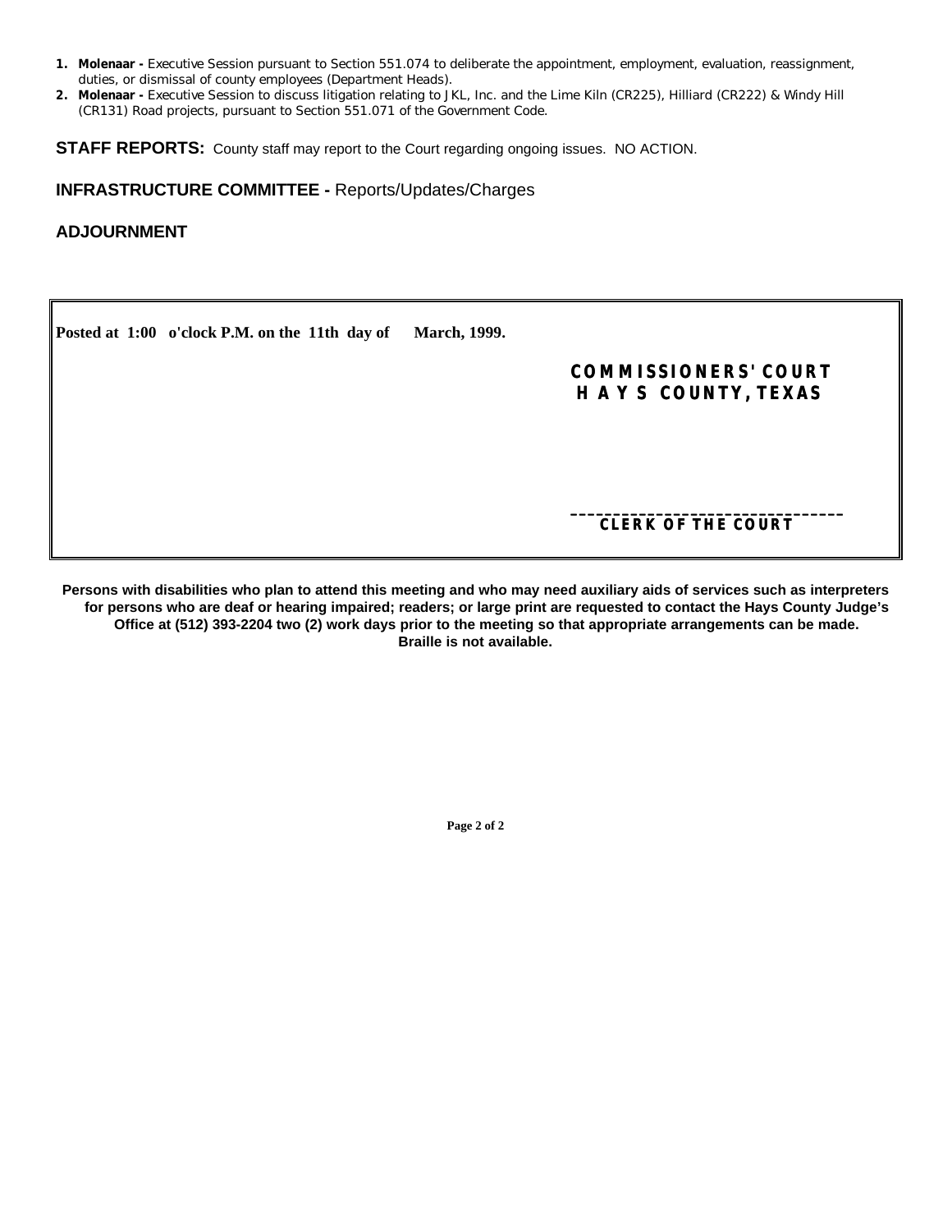1. **Molenaar -** Executive Session pursuant to Section 551.074 to deliberate the appointment, employment, evaluation, reassignment, duties, or dismissal of county employees (Department Heads).
2. **Molenaar -** Executive Session to discuss litigation relating to JKL, Inc. and the Lime Kiln (CR225), Hilliard (CR222) & Windy Hill (CR131) Road projects, pursuant to Section 551.071 of the Government Code.

**STAFF REPORTS:** County staff may report to the Court regarding ongoing issues. NO ACTION.

**INFRASTRUCTURE COMMITTEE -** Reports/Updates/Charges

**ADJOURNMENT**

**Posted at 1:00 o'clock P.M. on the 11th day of March, 1999.**

**COMMISSIONERS' COURT**
**HAYS COUNTY, TEXAS**

_______________________________
**CLERK OF THE COURT**

**Persons with disabilities who plan to attend this meeting and who may need auxiliary aids of services such as interpreters for persons who are deaf or hearing impaired; readers; or large print are requested to contact the Hays County Judge's Office at (512) 393-2204 two (2) work days prior to the meeting so that appropriate arrangements can be made. Braille is not available.**